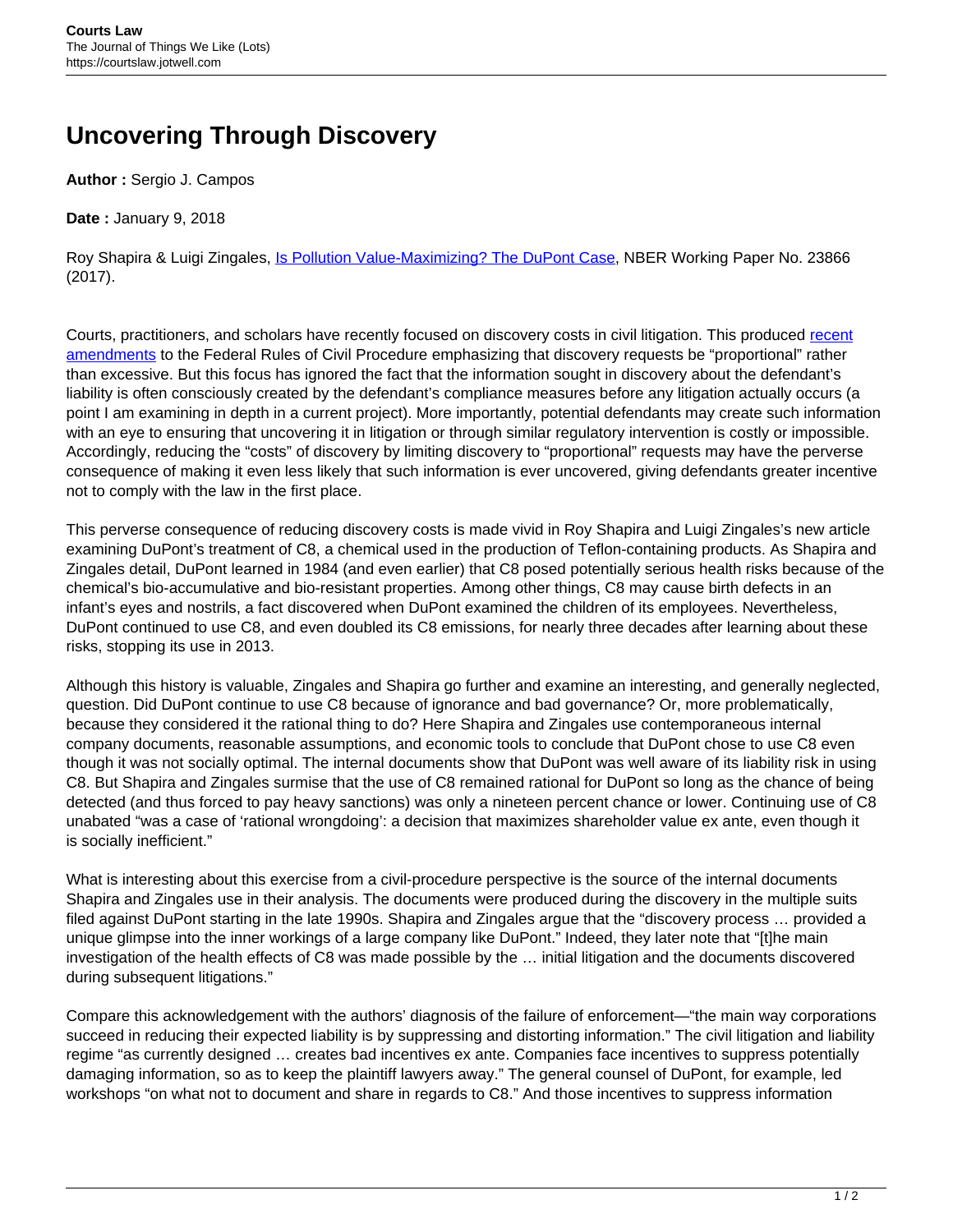# Uncovering Through Discovery

**Author :** Sergio J. Campos

**Date :** January 9, 2018

Roy Shapira & Luigi Zingales, Is Pollution Value-Maximizing? The DuPont Case, NBER Working Paper No. 23866 (2017).

Courts, practitioners, and scholars have recently focused on discovery costs in civil litigation. This produced recent amendments to the Federal Rules of Civil Procedure emphasizing that discovery requests be "proportional" rather than excessive. But this focus has ignored the fact that the information sought in discovery about the defendant's liability is often consciously created by the defendant's compliance measures before any litigation actually occurs (a point I am examining in depth in a current project). More importantly, potential defendants may create such information with an eye to ensuring that uncovering it in litigation or through similar regulatory intervention is costly or impossible. Accordingly, reducing the "costs" of discovery by limiting discovery to "proportional" requests may have the perverse consequence of making it even less likely that such information is ever uncovered, giving defendants greater incentive not to comply with the law in the first place.

This perverse consequence of reducing discovery costs is made vivid in Roy Shapira and Luigi Zingales's new article examining DuPont's treatment of C8, a chemical used in the production of Teflon-containing products. As Shapira and Zingales detail, DuPont learned in 1984 (and even earlier) that C8 posed potentially serious health risks because of the chemical's bio-accumulative and bio-resistant properties. Among other things, C8 may cause birth defects in an infant's eyes and nostrils, a fact discovered when DuPont examined the children of its employees. Nevertheless, DuPont continued to use C8, and even doubled its C8 emissions, for nearly three decades after learning about these risks, stopping its use in 2013.

Although this history is valuable, Zingales and Shapira go further and examine an interesting, and generally neglected, question. Did DuPont continue to use C8 because of ignorance and bad governance? Or, more problematically, because they considered it the rational thing to do? Here Shapira and Zingales use contemporaneous internal company documents, reasonable assumptions, and economic tools to conclude that DuPont chose to use C8 even though it was not socially optimal. The internal documents show that DuPont was well aware of its liability risk in using C8. But Shapira and Zingales surmise that the use of C8 remained rational for DuPont so long as the chance of being detected (and thus forced to pay heavy sanctions) was only a nineteen percent chance or lower. Continuing use of C8 unabated "was a case of 'rational wrongdoing': a decision that maximizes shareholder value ex ante, even though it is socially inefficient."

What is interesting about this exercise from a civil-procedure perspective is the source of the internal documents Shapira and Zingales use in their analysis. The documents were produced during the discovery in the multiple suits filed against DuPont starting in the late 1990s. Shapira and Zingales argue that the "discovery process … provided a unique glimpse into the inner workings of a large company like DuPont." Indeed, they later note that "[t]he main investigation of the health effects of C8 was made possible by the … initial litigation and the documents discovered during subsequent litigations."

Compare this acknowledgement with the authors' diagnosis of the failure of enforcement—"the main way corporations succeed in reducing their expected liability is by suppressing and distorting information." The civil litigation and liability regime "as currently designed … creates bad incentives ex ante. Companies face incentives to suppress potentially damaging information, so as to keep the plaintiff lawyers away." The general counsel of DuPont, for example, led workshops "on what not to document and share in regards to C8." And those incentives to suppress information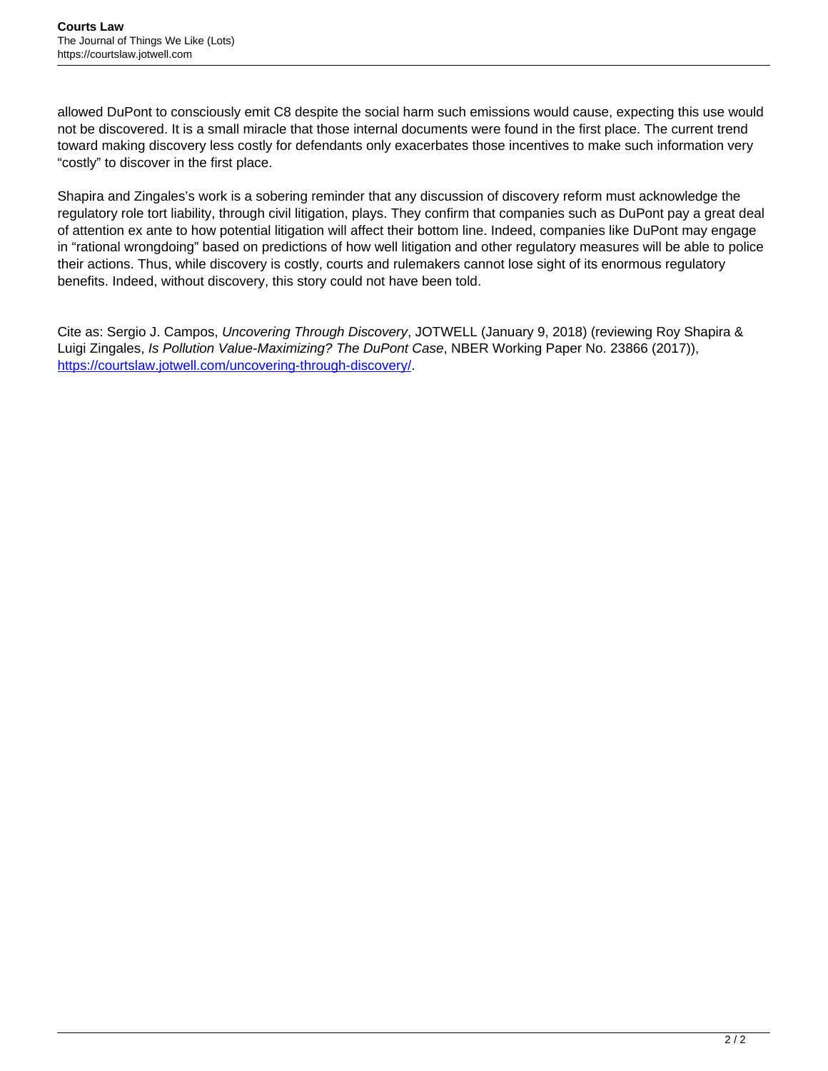allowed DuPont to consciously emit C8 despite the social harm such emissions would cause, expecting this use would not be discovered. It is a small miracle that those internal documents were found in the first place. The current trend toward making discovery less costly for defendants only exacerbates those incentives to make such information very “costly” to discover in the first place.

Shapira and Zingales’s work is a sobering reminder that any discussion of discovery reform must acknowledge the regulatory role tort liability, through civil litigation, plays. They confirm that companies such as DuPont pay a great deal of attention ex ante to how potential litigation will affect their bottom line. Indeed, companies like DuPont may engage in “rational wrongdoing” based on predictions of how well litigation and other regulatory measures will be able to police their actions. Thus, while discovery is costly, courts and rulemakers cannot lose sight of its enormous regulatory benefits. Indeed, without discovery, this story could not have been told.

Cite as: Sergio J. Campos, *Uncovering Through Discovery*, JOTWELL (January 9, 2018) (reviewing Roy Shapira & Luigi Zingales, *Is Pollution Value-Maximizing? The DuPont Case*, NBER Working Paper No. 23866 (2017)), https://courtslaw.jotwell.com/uncovering-through-discovery/.